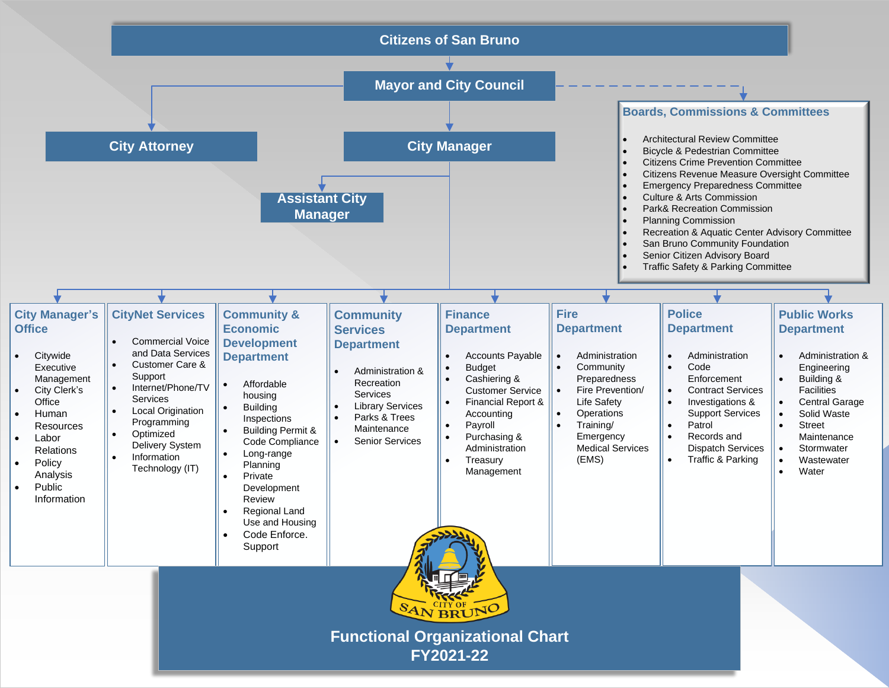# Citizens of San Bruno

## Mayor and City Council

- City Attorney
- City Manager
  - Assistant City Manager

### Boards, Commissions & Committees

- Architectural Review Committee
- Bicycle & Pedestrian Committee
- Citizens Crime Prevention Committee
- Citizens Revenue Measure Oversight Committee
- Emergency Preparedness Committee
- Culture & Arts Commission
- Park& Recreation Commission
- Planning Commission
- Recreation & Aquatic Center Advisory Committee
- San Bruno Community Foundation
- Senior Citizen Advisory Board
- Traffic Safety & Parking Committee

### City Manager's Office

- Citywide Executive Management
- City Clerk's Office
- Human Resources
- Labor Relations
- Policy Analysis
- Public Information

### CityNet Services

- Commercial Voice and Data Services
- Customer Care & Support
- Internet/Phone/TV Services
- Local Origination Programming
- Optimized Delivery System
- Information Technology (IT)

### Community & Economic Development Department

- Affordable housing
- Building Inspections
- Building Permit & Code Compliance
- Long-range Planning
- Private Development Review
- Regional Land Use and Housing
- Code Enforce. Support

### Community Services Department

- Administration & Recreation Services
- Library Services
- Parks & Trees Maintenance
- Senior Services

### Finance Department

- Accounts Payable
- Budget
- Cashiering & Customer Service
- Financial Report & Accounting
- Payroll
- Purchasing & Administration
- Treasury Management

### Fire Department

- Administration
- Community Preparedness
- Fire Prevention/ Life Safety
- Operations
- Training/ Emergency Medical Services (EMS)

### Police Department

- Administration
- Code Enforcement
- Contract Services
- Investigations & Support Services
- Patrol
- Records and Dispatch Services
- Traffic & Parking

### Public Works Department

- Administration & Engineering
- Building & Facilities
- Central Garage
- Solid Waste
- Street Maintenance
- Stormwater
- Wastewater
- Water

CITY OF SAN BRUNO

**Functional Organizational Chart**
**FY2021-22**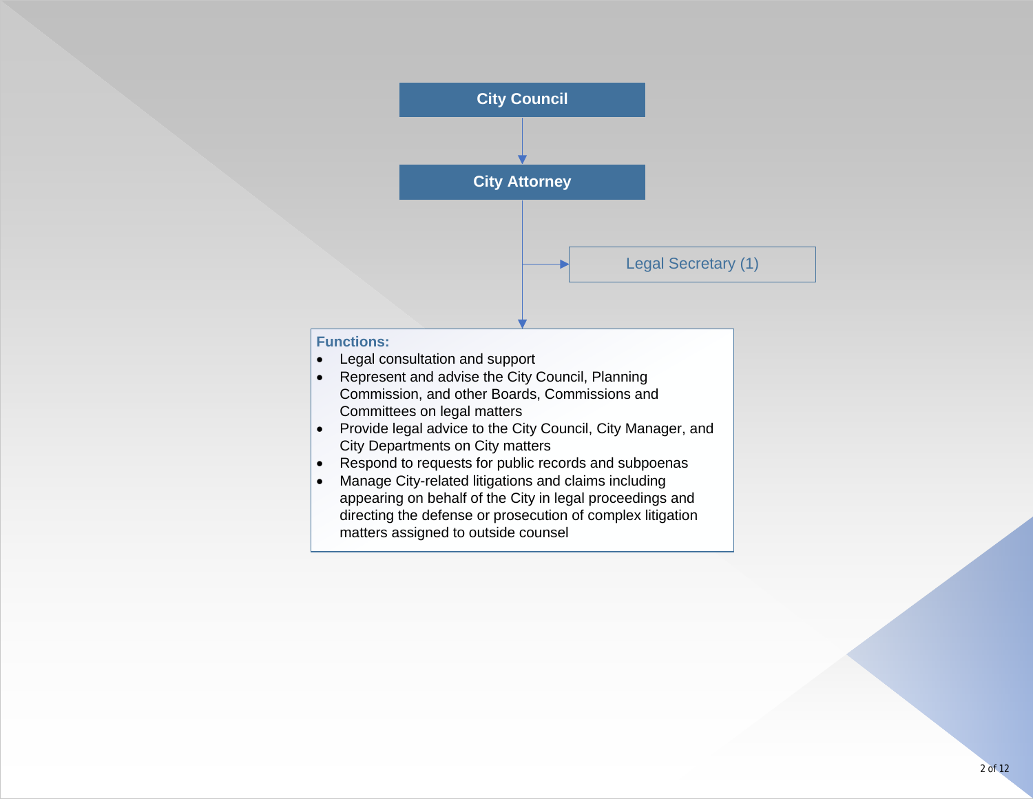**City Council**

**City Attorney**

Legal Secretary (1)

**Functions:**

- Legal consultation and support
- Represent and advise the City Council, Planning Commission, and other Boards, Commissions and Committees on legal matters
- Provide legal advice to the City Council, City Manager, and City Departments on City matters
- Respond to requests for public records and subpoenas
- Manage City-related litigations and claims including appearing on behalf of the City in legal proceedings and directing the defense or prosecution of complex litigation matters assigned to outside counsel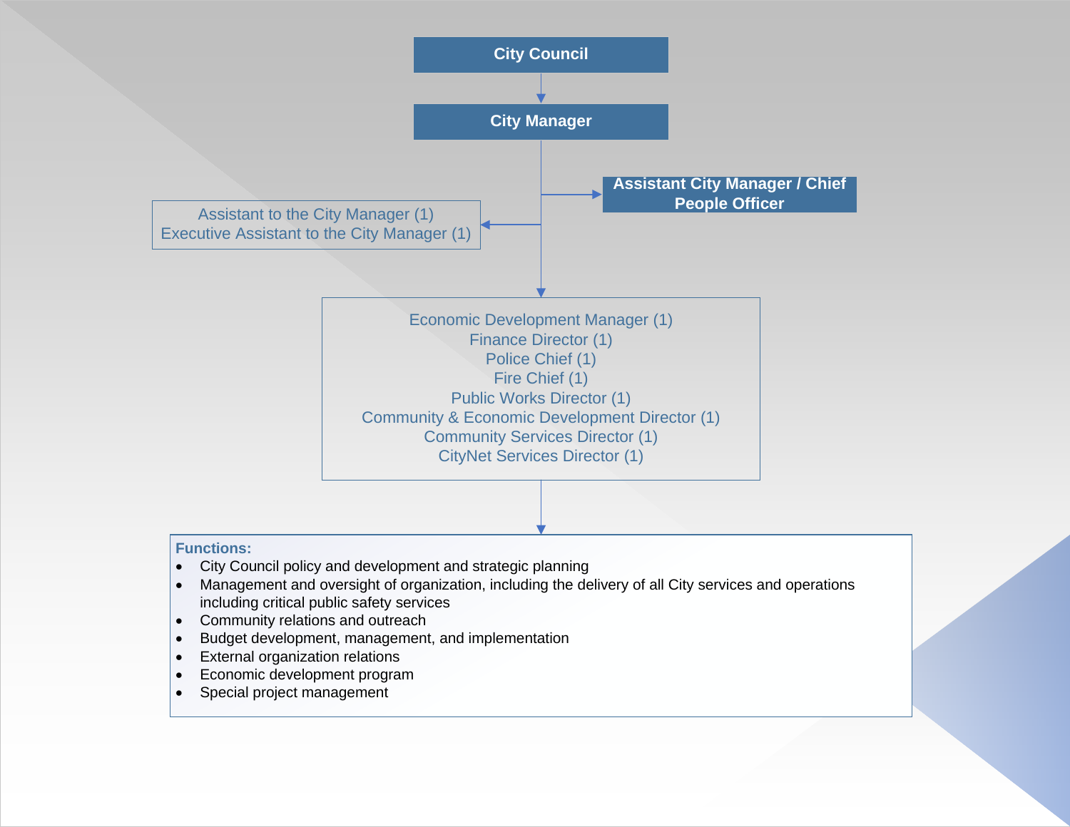**City Council**

**City Manager**

**Assistant City Manager / Chief People Officer**

Assistant to the City Manager (1)
Executive Assistant to the City Manager (1)

Economic Development Manager (1)
Finance Director (1)
Police Chief (1)
Fire Chief (1)
Public Works Director (1)
Community & Economic Development Director (1)
Community Services Director (1)
CityNet Services Director (1)

**Functions:**

- City Council policy and development and strategic planning
- Management and oversight of organization, including the delivery of all City services and operations including critical public safety services
- Community relations and outreach
- Budget development, management, and implementation
- External organization relations
- Economic development program
- Special project management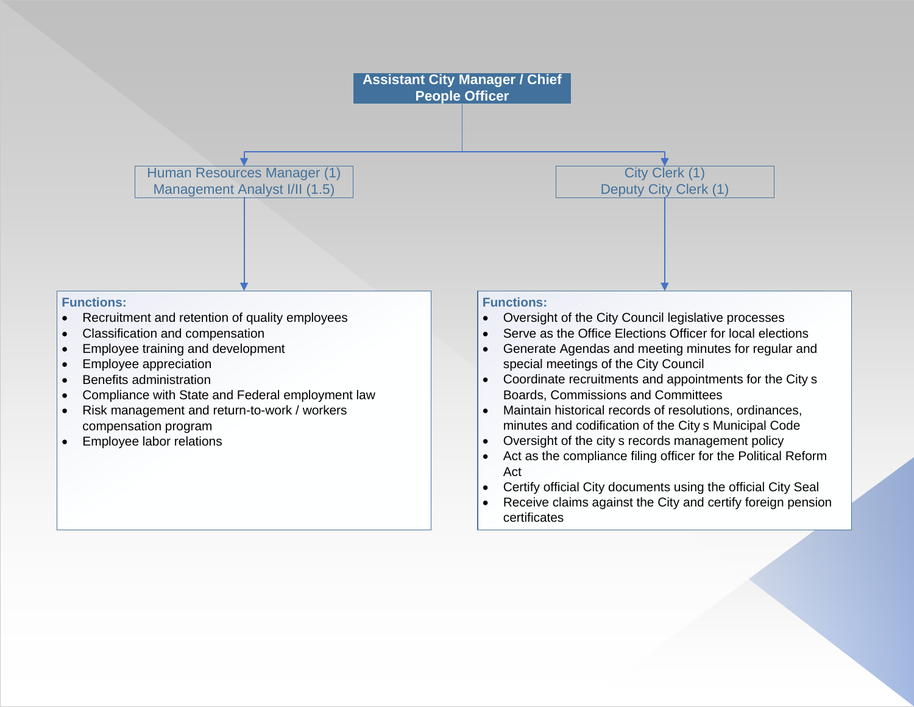**Assistant City Manager / Chief People Officer**

**Human Resources Manager (1)**
**Management Analyst I/II (1.5)**

**Functions:**

- Recruitment and retention of quality employees
- Classification and compensation
- Employee training and development
- Employee appreciation
- Benefits administration
- Compliance with State and Federal employment law
- Risk management and return-to-work / workers compensation program
- Employee labor relations

**City Clerk (1)**
**Deputy City Clerk (1)**

**Functions:**

- Oversight of the City Council legislative processes
- Serve as the Office Elections Officer for local elections
- Generate Agendas and meeting minutes for regular and special meetings of the City Council
- Coordinate recruitments and appointments for the City s Boards, Commissions and Committees
- Maintain historical records of resolutions, ordinances, minutes and codification of the City s Municipal Code
- Oversight of the city s records management policy
- Act as the compliance filing officer for the Political Reform Act
- Certify official City documents using the official City Seal
- Receive claims against the City and certify foreign pension certificates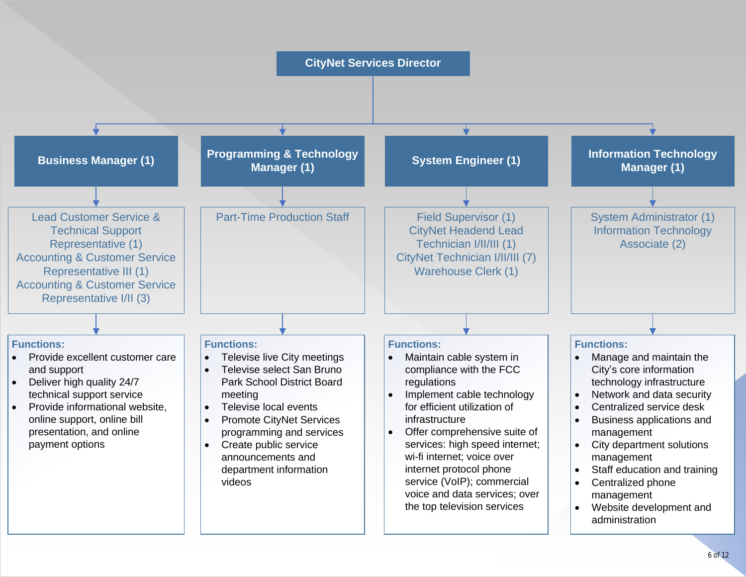# CityNet Services Director

## Business Manager (1)

- Lead Customer Service & Technical Support Representative (1)
- Accounting & Customer Service Representative III (1)
- Accounting & Customer Service Representative I/II (3)

**Functions:**

- Provide excellent customer care and support
- Deliver high quality 24/7 technical support service
- Provide informational website, online support, online bill presentation, and online payment options

## Programming & Technology Manager (1)

- Part-Time Production Staff

**Functions:**

- Televise live City meetings
- Televise select San Bruno Park School District Board meeting
- Televise local events
- Promote CityNet Services programming and services
- Create public service announcements and department information videos

## System Engineer (1)

- Field Supervisor (1)
- CityNet Headend Lead Technician I/II/III (1)
- CityNet Technician I/II/III (7)
- Warehouse Clerk (1)

**Functions:**

- Maintain cable system in compliance with the FCC regulations
- Implement cable technology for efficient utilization of infrastructure
- Offer comprehensive suite of services: high speed internet; wi-fi internet; voice over internet protocol phone service (VoIP); commercial voice and data services; over the top television services

## Information Technology Manager (1)

- System Administrator (1)
- Information Technology Associate (2)

**Functions:**

- Manage and maintain the City's core information technology infrastructure
- Network and data security
- Centralized service desk
- Business applications and management
- City department solutions management
- Staff education and training
- Centralized phone management
- Website development and administration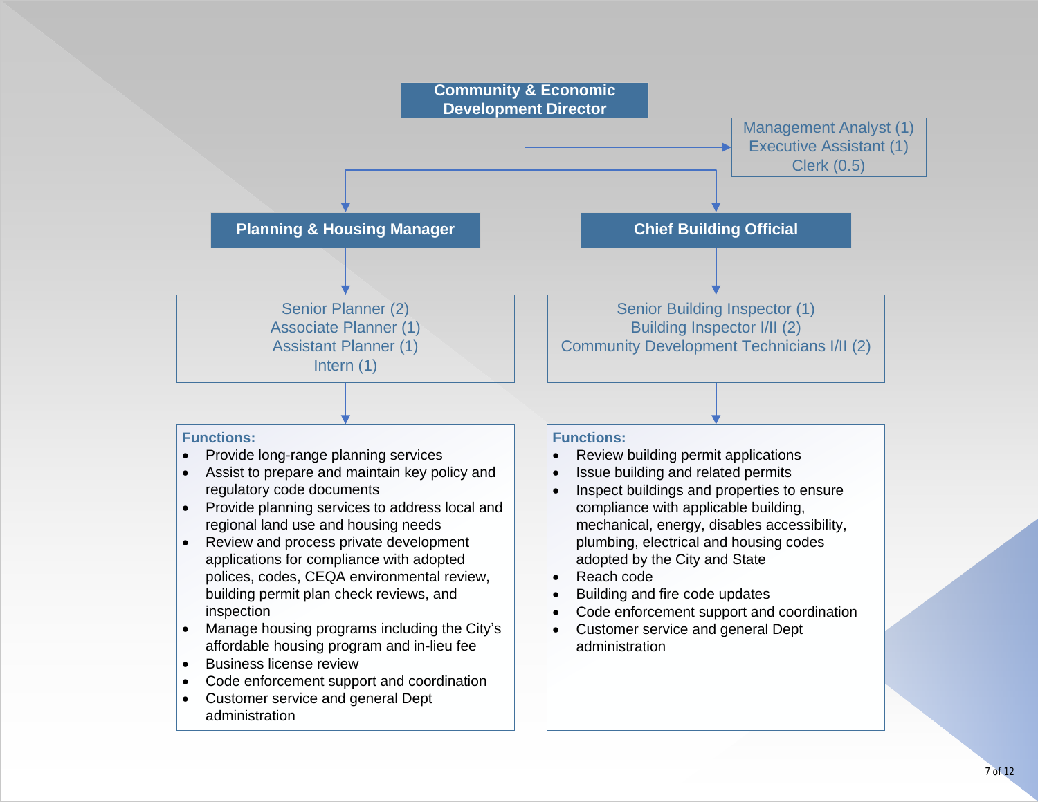# Community & Economic Development Director

**Management Analyst (1)**
**Executive Assistant (1)**
**Clerk (0.5)**

## Planning & Housing Manager

Senior Planner (2)
Associate Planner (1)
Assistant Planner (1)
Intern (1)

**Functions:**

- Provide long-range planning services
- Assist to prepare and maintain key policy and regulatory code documents
- Provide planning services to address local and regional land use and housing needs
- Review and process private development applications for compliance with adopted polices, codes, CEQA environmental review, building permit plan check reviews, and inspection
- Manage housing programs including the City's affordable housing program and in-lieu fee
- Business license review
- Code enforcement support and coordination
- Customer service and general Dept administration

## Chief Building Official

Senior Building Inspector (1)
Building Inspector I/II (2)
Community Development Technicians I/II (2)

**Functions:**

- Review building permit applications
- Issue building and related permits
- Inspect buildings and properties to ensure compliance with applicable building, mechanical, energy, disables accessibility, plumbing, electrical and housing codes adopted by the City and State
- Reach code
- Building and fire code updates
- Code enforcement support and coordination
- Customer service and general Dept administration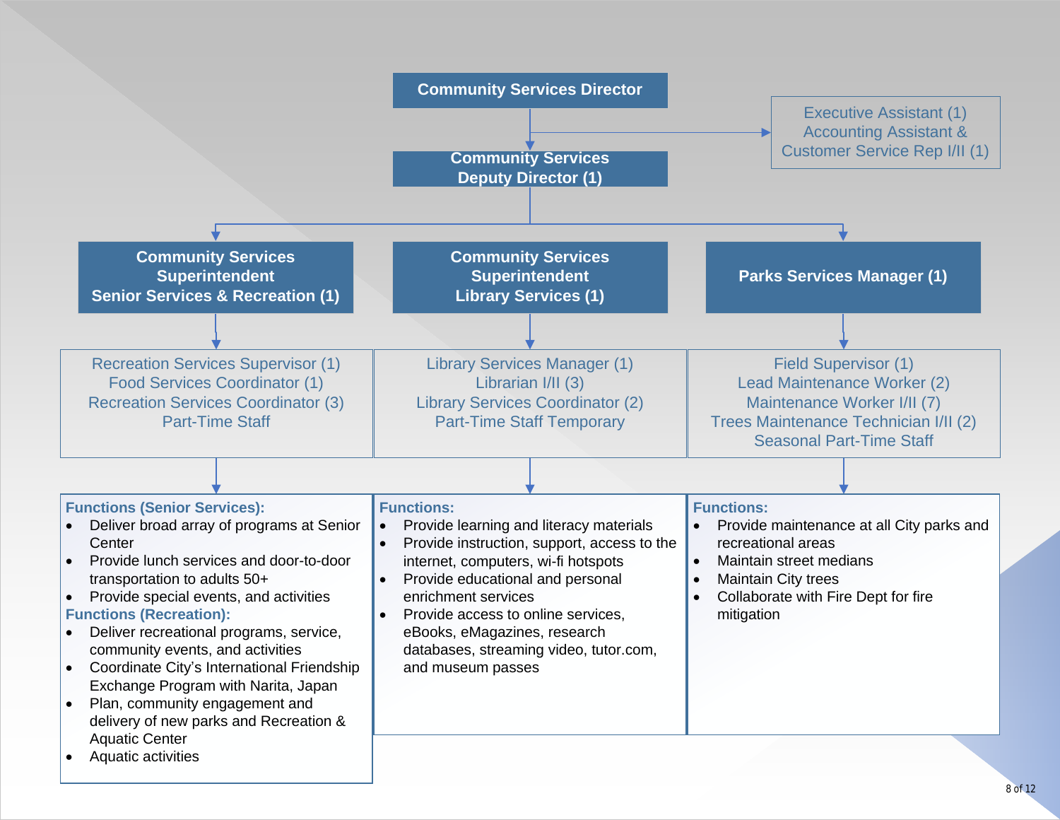**Community Services Director**

- **Community Services Deputy Director (1)**
- Executive Assistant (1)
  Accounting Assistant & Customer Service Rep I/II (1)

---

**Community Services Superintendent Senior Services & Recreation (1)**

Recreation Services Supervisor (1)
Food Services Coordinator (1)
Recreation Services Coordinator (3)
Part-Time Staff

**Functions (Senior Services):**

- Deliver broad array of programs at Senior Center
- Provide lunch services and door-to-door transportation to adults 50+
- Provide special events, and activities

**Functions (Recreation):**

- Deliver recreational programs, service, community events, and activities
- Coordinate City's International Friendship Exchange Program with Narita, Japan
- Plan, community engagement and delivery of new parks and Recreation & Aquatic Center
- Aquatic activities

---

**Community Services Superintendent Library Services (1)**

Library Services Manager (1)
Librarian I/II (3)
Library Services Coordinator (2)
Part-Time Staff Temporary

**Functions:**

- Provide learning and literacy materials
- Provide instruction, support, access to the internet, computers, wi-fi hotspots
- Provide educational and personal enrichment services
- Provide access to online services, eBooks, eMagazines, research databases, streaming video, tutor.com, and museum passes

---

**Parks Services Manager (1)**

Field Supervisor (1)
Lead Maintenance Worker (2)
Maintenance Worker I/II (7)
Trees Maintenance Technician I/II (2)
Seasonal Part-Time Staff

**Functions:**

- Provide maintenance at all City parks and recreational areas
- Maintain street medians
- Maintain City trees
- Collaborate with Fire Dept for fire mitigation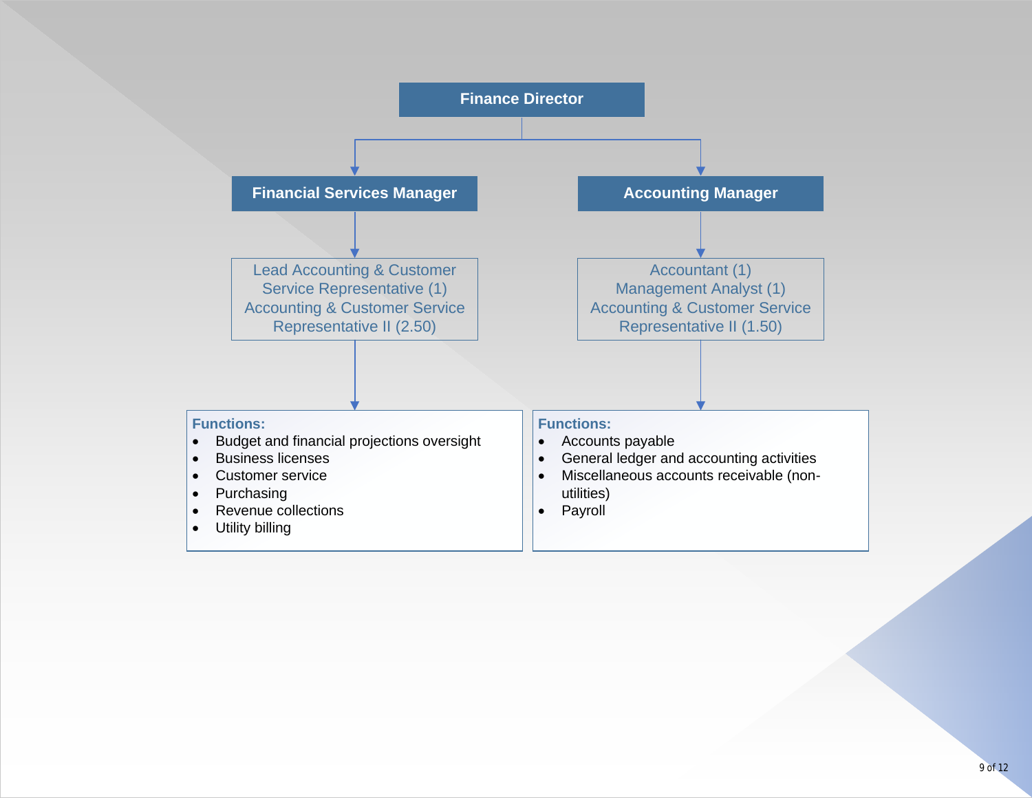**Finance Director**

- **Financial Services Manager**
  - Lead Accounting & Customer Service Representative (1)
  - Accounting & Customer Service Representative II (2.50)

  **Functions:**
  - Budget and financial projections oversight
  - Business licenses
  - Customer service
  - Purchasing
  - Revenue collections
  - Utility billing

- **Accounting Manager**
  - Accountant (1)
  - Management Analyst (1)
  - Accounting & Customer Service Representative II (1.50)

  **Functions:**
  - Accounts payable
  - General ledger and accounting activities
  - Miscellaneous accounts receivable (non-utilities)
  - Payroll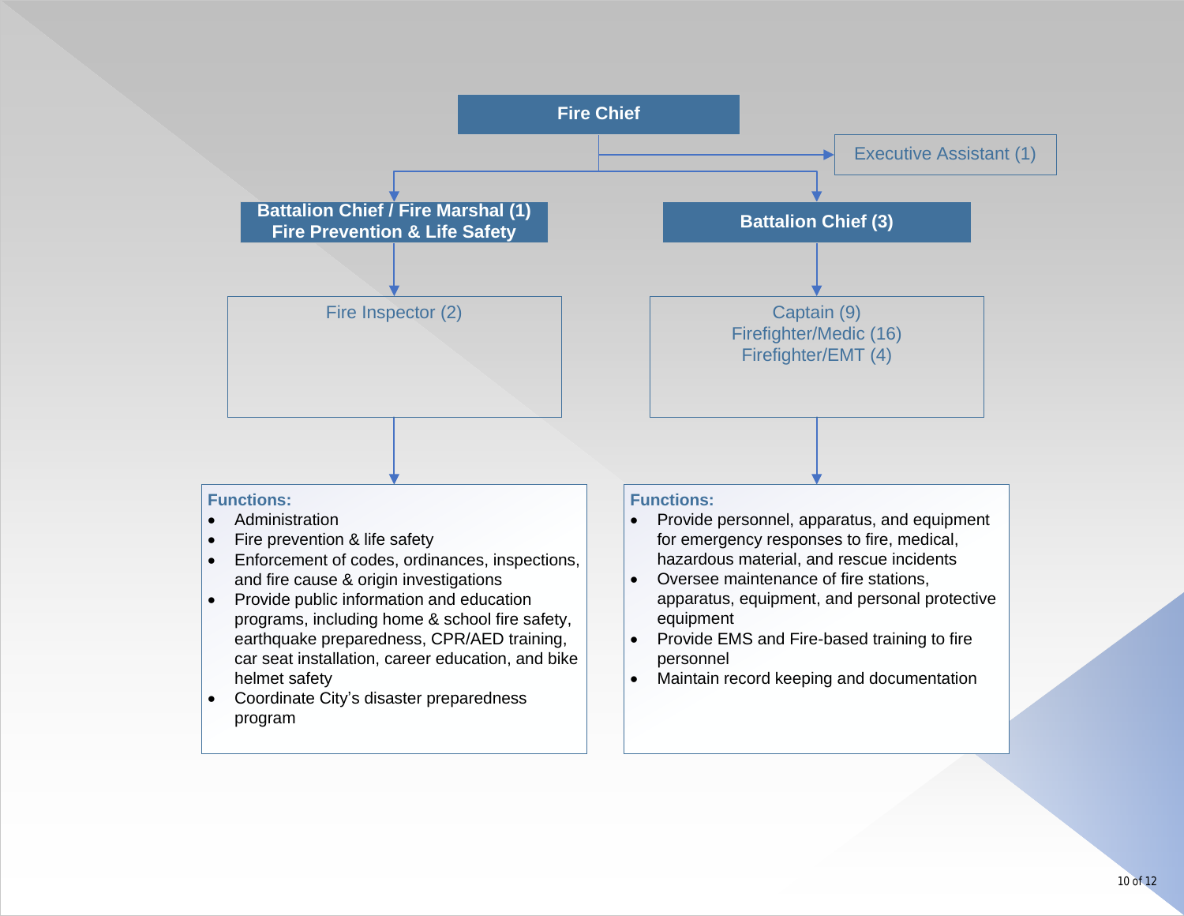**Fire Chief**

- Executive Assistant (1)

**Battalion Chief / Fire Marshal (1)**
**Fire Prevention & Life Safety**

Fire Inspector (2)

**Functions:**

- Administration
- Fire prevention & life safety
- Enforcement of codes, ordinances, inspections, and fire cause & origin investigations
- Provide public information and education programs, including home & school fire safety, earthquake preparedness, CPR/AED training, car seat installation, career education, and bike helmet safety
- Coordinate City's disaster preparedness program

**Battalion Chief (3)**

Captain (9)
Firefighter/Medic (16)
Firefighter/EMT (4)

**Functions:**

- Provide personnel, apparatus, and equipment for emergency responses to fire, medical, hazardous material, and rescue incidents
- Oversee maintenance of fire stations, apparatus, equipment, and personal protective equipment
- Provide EMS and Fire-based training to fire personnel
- Maintain record keeping and documentation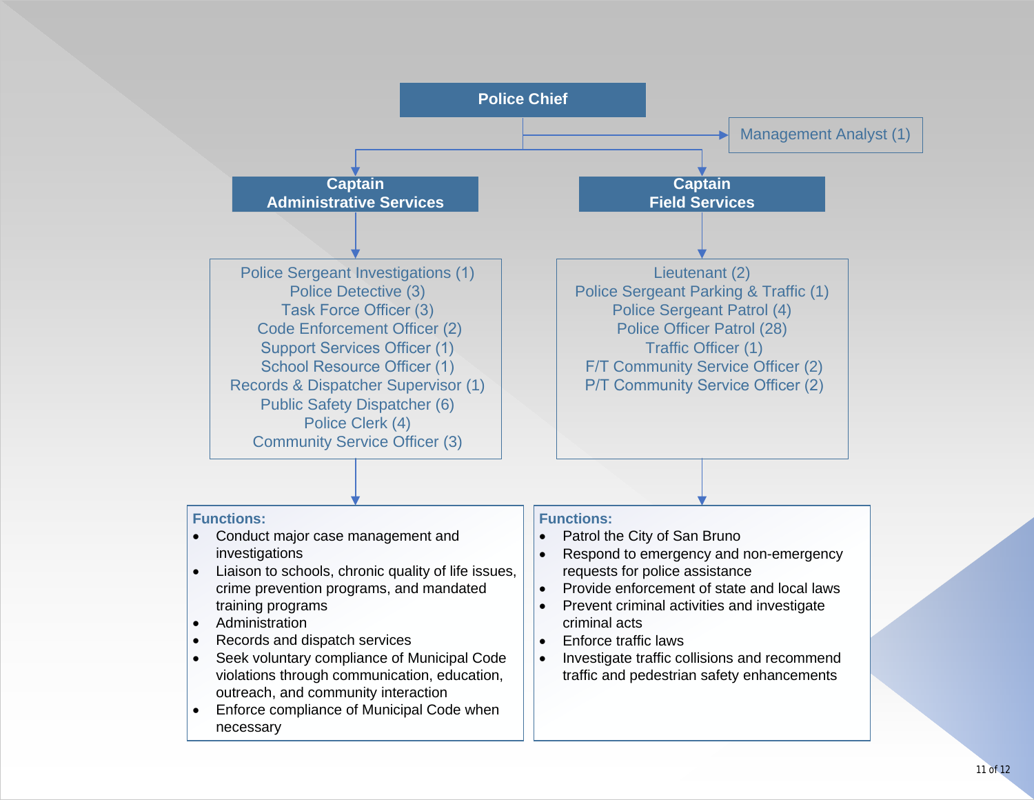**Police Chief**

- Management Analyst (1)

## Captain Administrative Services

Police Sergeant Investigations (1)
Police Detective (3)
Task Force Officer (3)
Code Enforcement Officer (2)
Support Services Officer (1)
School Resource Officer (1)
Records & Dispatcher Supervisor (1)
Public Safety Dispatcher (6)
Police Clerk (4)
Community Service Officer (3)

**Functions:**

- Conduct major case management and investigations
- Liaison to schools, chronic quality of life issues, crime prevention programs, and mandated training programs
- Administration
- Records and dispatch services
- Seek voluntary compliance of Municipal Code violations through communication, education, outreach, and community interaction
- Enforce compliance of Municipal Code when necessary

## Captain Field Services

Lieutenant (2)
Police Sergeant Parking & Traffic (1)
Police Sergeant Patrol (4)
Police Officer Patrol (28)
Traffic Officer (1)
F/T Community Service Officer (2)
P/T Community Service Officer (2)

**Functions:**

- Patrol the City of San Bruno
- Respond to emergency and non-emergency requests for police assistance
- Provide enforcement of state and local laws
- Prevent criminal activities and investigate criminal acts
- Enforce traffic laws
- Investigate traffic collisions and recommend traffic and pedestrian safety enhancements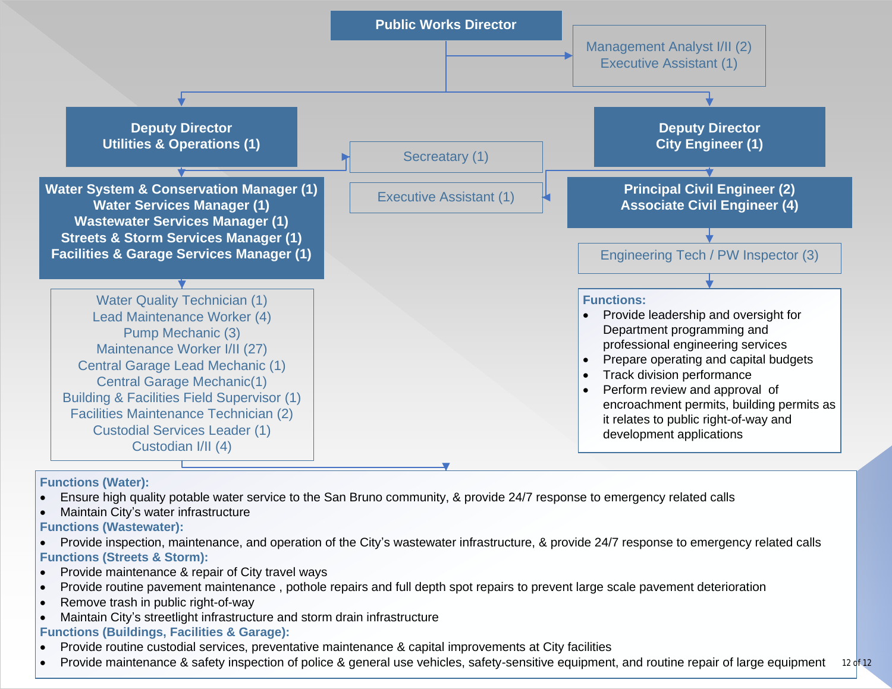**Public Works Director**

Management Analyst I/II (2)
Executive Assistant (1)

**Deputy Director**
**Utilities & Operations (1)**

Secretary (1)

Executive Assistant (1)

**Deputy Director**
**City Engineer (1)**

**Water System & Conservation Manager (1)**
**Water Services Manager (1)**
**Wastewater Services Manager (1)**
**Streets & Storm Services Manager (1)**
**Facilities & Garage Services Manager (1)**

Water Quality Technician (1)
Lead Maintenance Worker (4)
Pump Mechanic (3)
Maintenance Worker I/II (27)
Central Garage Lead Mechanic (1)
Central Garage Mechanic(1)
Building & Facilities Field Supervisor (1)
Facilities Maintenance Technician (2)
Custodial Services Leader (1)
Custodian I/II (4)

**Principal Civil Engineer (2)**
**Associate Civil Engineer (4)**

Engineering Tech / PW Inspector (3)

**Functions:**

- Provide leadership and oversight for Department programming and professional engineering services
- Prepare operating and capital budgets
- Track division performance
- Perform review and approval of encroachment permits, building permits as it relates to public right-of-way and development applications

**Functions (Water):**

- Ensure high quality potable water service to the San Bruno community, & provide 24/7 response to emergency related calls
- Maintain City's water infrastructure

**Functions (Wastewater):**

- Provide inspection, maintenance, and operation of the City's wastewater infrastructure, & provide 24/7 response to emergency related calls

**Functions (Streets & Storm):**

- Provide maintenance & repair of City travel ways
- Provide routine pavement maintenance , pothole repairs and full depth spot repairs to prevent large scale pavement deterioration
- Remove trash in public right-of-way
- Maintain City's streetlight infrastructure and storm drain infrastructure

**Functions (Buildings, Facilities & Garage):**

- Provide routine custodial services, preventative maintenance & capital improvements at City facilities
- Provide maintenance & safety inspection of police & general use vehicles, safety-sensitive equipment, and routine repair of large equipment